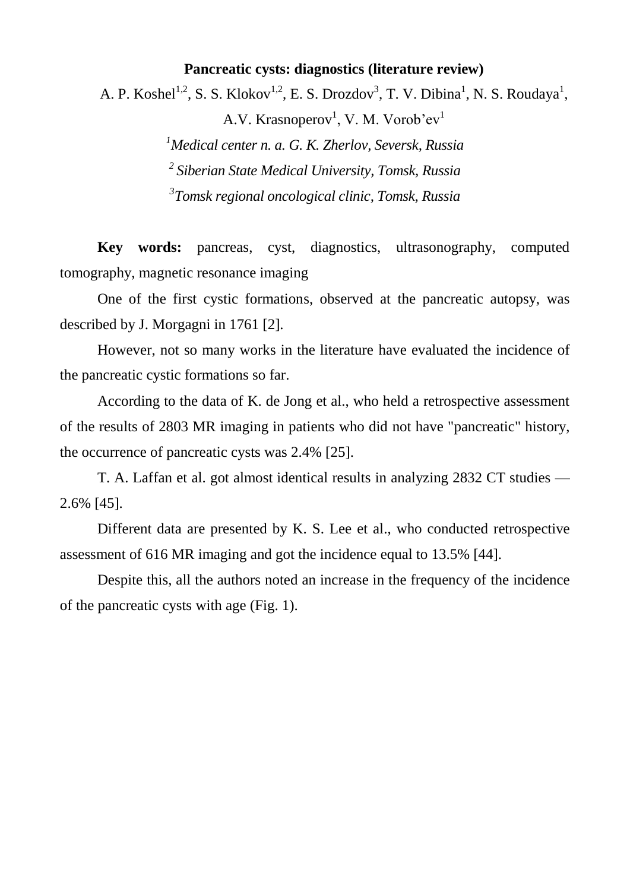# Pancreatic cysts: diagnostics (literature review)

A. P. Koshel[1,2], S. S. Klokov[1,2], E. S. Drozdov[3], T. V. Dibina[1], N. S. Roudaya[1], A.V. Krasnoperov[1], V. M. Vorob'ev[1]

[1] *Medical center n. a. G. K. Zherlov, Seversk, Russia*

[2] *Siberian State Medical University, Tomsk, Russia*

[3] *Tomsk regional oncological clinic, Tomsk, Russia*

**Key words:** pancreas, cyst, diagnostics, ultrasonography, computed tomography, magnetic resonance imaging

One of the first cystic formations, observed at the pancreatic autopsy, was described by J. Morgagni in 1761 [2].

However, not so many works in the literature have evaluated the incidence of the pancreatic cystic formations so far.

According to the data of K. de Jong et al., who held a retrospective assessment of the results of 2803 MR imaging in patients who did not have "pancreatic" history, the occurrence of pancreatic cysts was 2.4% [25].

T. A. Laffan et al. got almost identical results in analyzing 2832 CT studies — 2.6% [45].

Different data are presented by K. S. Lee et al., who conducted retrospective assessment of 616 MR imaging and got the incidence equal to 13.5% [44].

Despite this, all the authors noted an increase in the frequency of the incidence of the pancreatic cysts with age (Fig. 1).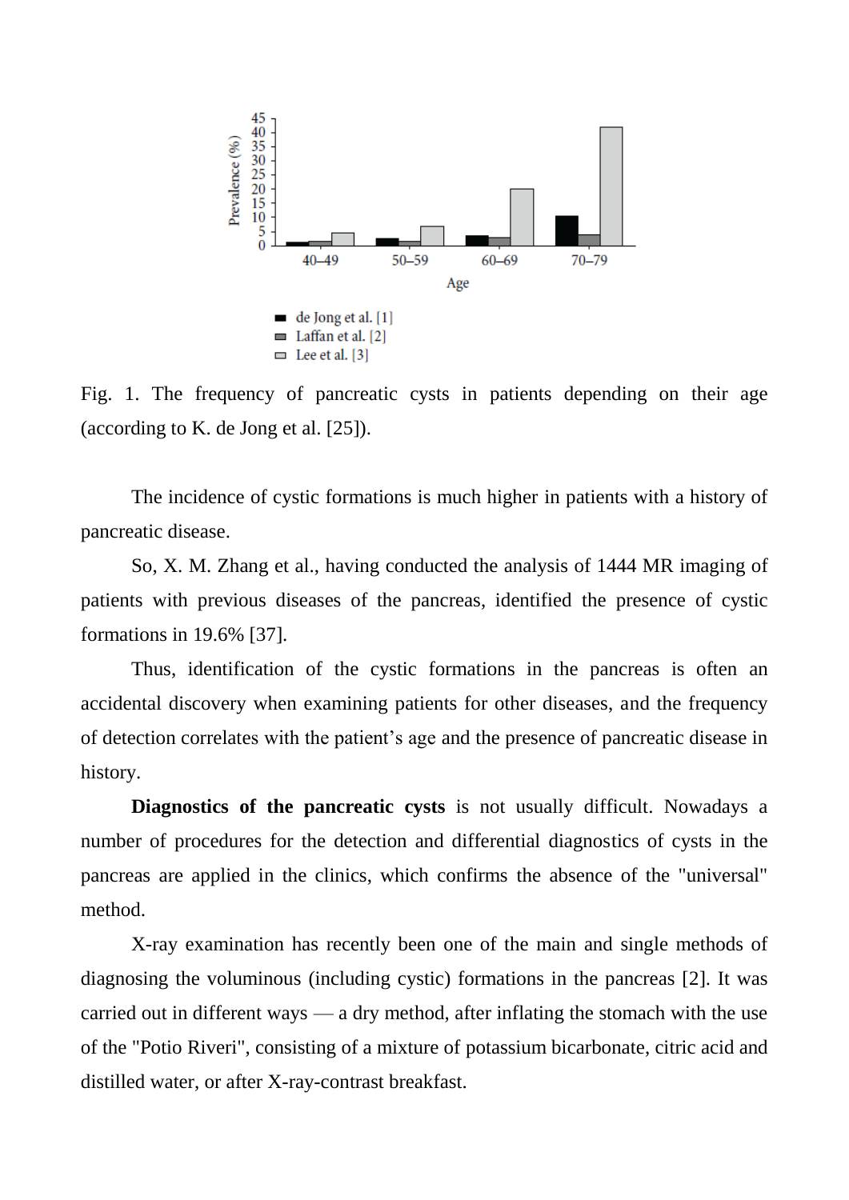Fig. 1. The frequency of pancreatic cysts in patients depending on their age (according to K. de Jong et al. [25]).

The incidence of cystic formations is much higher in patients with a history of pancreatic disease.

So, X. M. Zhang et al., having conducted the analysis of 1444 MR imaging of patients with previous diseases of the pancreas, identified the presence of cystic formations in 19.6% [37].

Thus, identification of the cystic formations in the pancreas is often an accidental discovery when examining patients for other diseases, and the frequency of detection correlates with the patient's age and the presence of pancreatic disease in history.

**Diagnostics of the pancreatic cysts** is not usually difficult. Nowadays a number of procedures for the detection and differential diagnostics of cysts in the pancreas are applied in the clinics, which confirms the absence of the "universal" method.

X-ray examination has recently been one of the main and single methods of diagnosing the voluminous (including cystic) formations in the pancreas [2]. It was carried out in different ways — a dry method, after inflating the stomach with the use of the "Potio Riveri", consisting of a mixture of potassium bicarbonate, citric acid and distilled water, or after X-ray-contrast breakfast.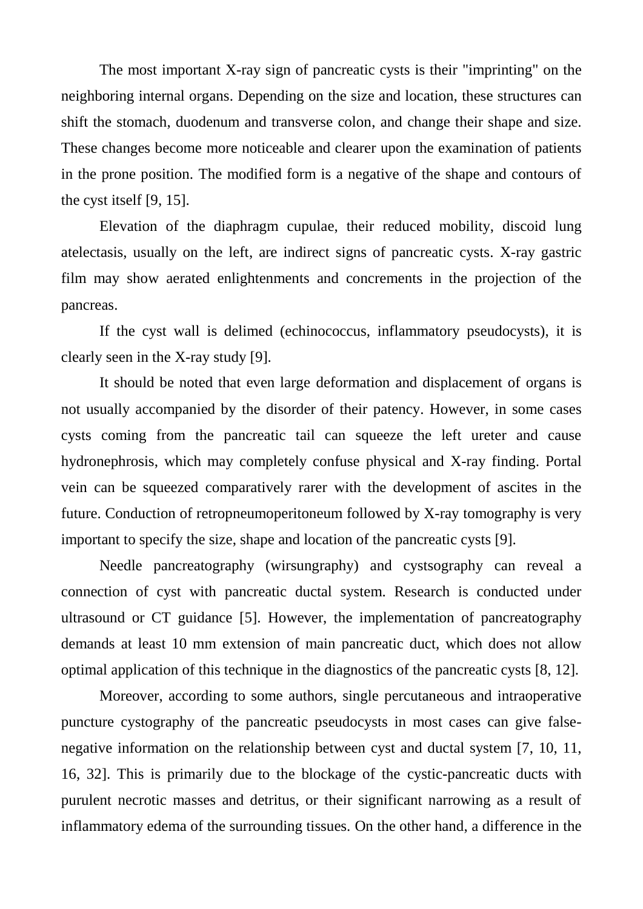The most important X-ray sign of pancreatic cysts is their "imprinting" on the neighboring internal organs. Depending on the size and location, these structures can shift the stomach, duodenum and transverse colon, and change their shape and size. These changes become more noticeable and clearer upon the examination of patients in the prone position. The modified form is a negative of the shape and contours of the cyst itself [9, 15].

Elevation of the diaphragm cupulae, their reduced mobility, discoid lung atelectasis, usually on the left, are indirect signs of pancreatic cysts. X-ray gastric film may show aerated enlightenments and concrements in the projection of the pancreas.

If the cyst wall is delimed (echinococcus, inflammatory pseudocysts), it is clearly seen in the X-ray study [9].

It should be noted that even large deformation and displacement of organs is not usually accompanied by the disorder of their patency. However, in some cases cysts coming from the pancreatic tail can squeeze the left ureter and cause hydronephrosis, which may completely confuse physical and X-ray finding. Portal vein can be squeezed comparatively rarer with the development of ascites in the future. Conduction of retropneumoperitoneum followed by X-ray tomography is very important to specify the size, shape and location of the pancreatic cysts [9].

Needle pancreatography (wirsungraphy) and cystsography can reveal a connection of cyst with pancreatic ductal system. Research is conducted under ultrasound or CT guidance [5]. However, the implementation of pancreatography demands at least 10 mm extension of main pancreatic duct, which does not allow optimal application of this technique in the diagnostics of the pancreatic cysts [8, 12].

Moreover, according to some authors, single percutaneous and intraoperative puncture cystography of the pancreatic pseudocysts in most cases can give false-negative information on the relationship between cyst and ductal system [7, 10, 11, 16, 32]. This is primarily due to the blockage of the cystic-pancreatic ducts with purulent necrotic masses and detritus, or their significant narrowing as a result of inflammatory edema of the surrounding tissues. On the other hand, a difference in the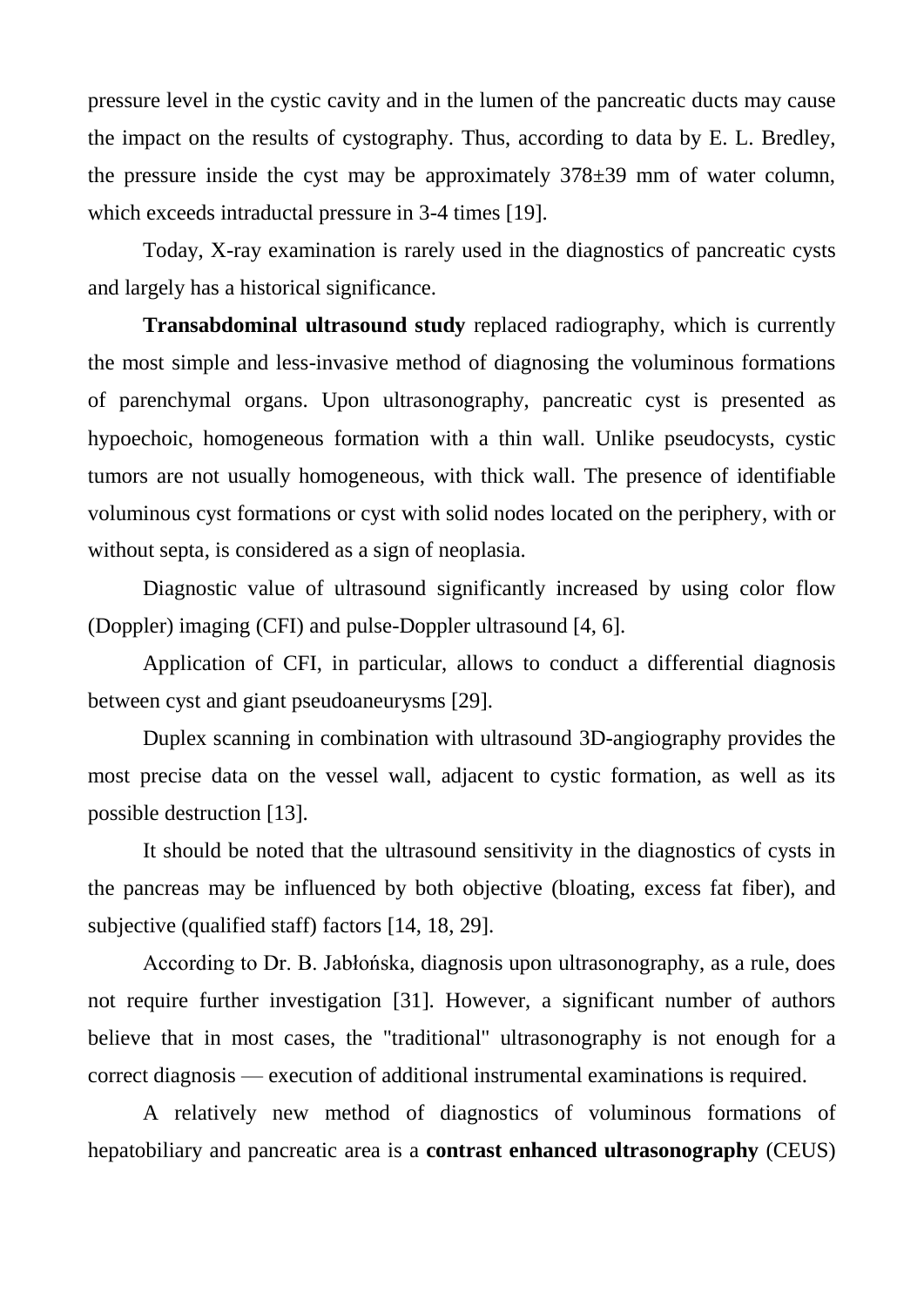pressure level in the cystic cavity and in the lumen of the pancreatic ducts may cause the impact on the results of cystography. Thus, according to data by E. L. Bredley, the pressure inside the cyst may be approximately 378±39 mm of water column, which exceeds intraductal pressure in 3-4 times [19].

Today, X-ray examination is rarely used in the diagnostics of pancreatic cysts and largely has a historical significance.

**Transabdominal ultrasound study** replaced radiography, which is currently the most simple and less-invasive method of diagnosing the voluminous formations of parenchymal organs. Upon ultrasonography, pancreatic cyst is presented as hypoechoic, homogeneous formation with a thin wall. Unlike pseudocysts, cystic tumors are not usually homogeneous, with thick wall. The presence of identifiable voluminous cyst formations or cyst with solid nodes located on the periphery, with or without septa, is considered as a sign of neoplasia.

Diagnostic value of ultrasound significantly increased by using color flow (Doppler) imaging (CFI) and pulse-Doppler ultrasound [4, 6].

Application of CFI, in particular, allows to conduct a differential diagnosis between cyst and giant pseudoaneurysms [29].

Duplex scanning in combination with ultrasound 3D-angiography provides the most precise data on the vessel wall, adjacent to cystic formation, as well as its possible destruction [13].

It should be noted that the ultrasound sensitivity in the diagnostics of cysts in the pancreas may be influenced by both objective (bloating, excess fat fiber), and subjective (qualified staff) factors [14, 18, 29].

According to Dr. B. Jabłońska, diagnosis upon ultrasonography, as a rule, does not require further investigation [31]. However, a significant number of authors believe that in most cases, the "traditional" ultrasonography is not enough for a correct diagnosis — execution of additional instrumental examinations is required.

A relatively new method of diagnostics of voluminous formations of hepatobiliary and pancreatic area is a **contrast enhanced ultrasonography** (CEUS)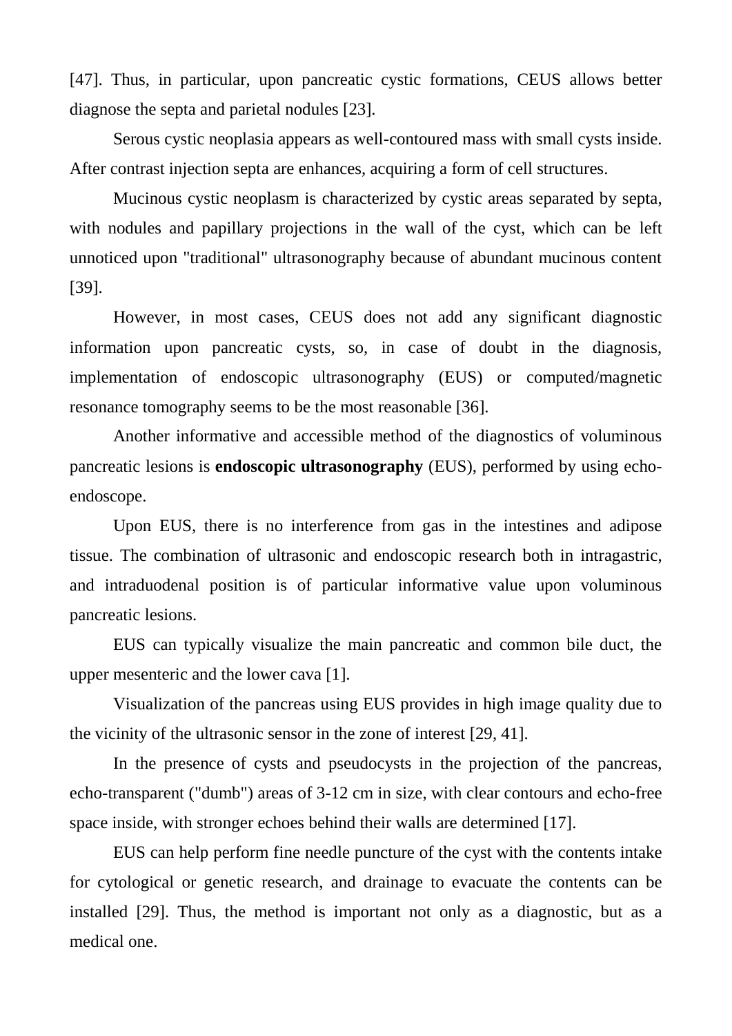[47]. Thus, in particular, upon pancreatic cystic formations, CEUS allows better diagnose the septa and parietal nodules [23].

Serous cystic neoplasia appears as well-contoured mass with small cysts inside. After contrast injection septa are enhances, acquiring a form of cell structures.

Mucinous cystic neoplasm is characterized by cystic areas separated by septa, with nodules and papillary projections in the wall of the cyst, which can be left unnoticed upon "traditional" ultrasonography because of abundant mucinous content [39].

However, in most cases, CEUS does not add any significant diagnostic information upon pancreatic cysts, so, in case of doubt in the diagnosis, implementation of endoscopic ultrasonography (EUS) or computed/magnetic resonance tomography seems to be the most reasonable [36].

Another informative and accessible method of the diagnostics of voluminous pancreatic lesions is **endoscopic ultrasonography** (EUS), performed by using echo-endoscope.

Upon EUS, there is no interference from gas in the intestines and adipose tissue. The combination of ultrasonic and endoscopic research both in intragastric, and intraduodenal position is of particular informative value upon voluminous pancreatic lesions.

EUS can typically visualize the main pancreatic and common bile duct, the upper mesenteric and the lower cava [1].

Visualization of the pancreas using EUS provides in high image quality due to the vicinity of the ultrasonic sensor in the zone of interest [29, 41].

In the presence of cysts and pseudocysts in the projection of the pancreas, echo-transparent ("dumb") areas of 3-12 cm in size, with clear contours and echo-free space inside, with stronger echoes behind their walls are determined [17].

EUS can help perform fine needle puncture of the cyst with the contents intake for cytological or genetic research, and drainage to evacuate the contents can be installed [29]. Thus, the method is important not only as a diagnostic, but as a medical one.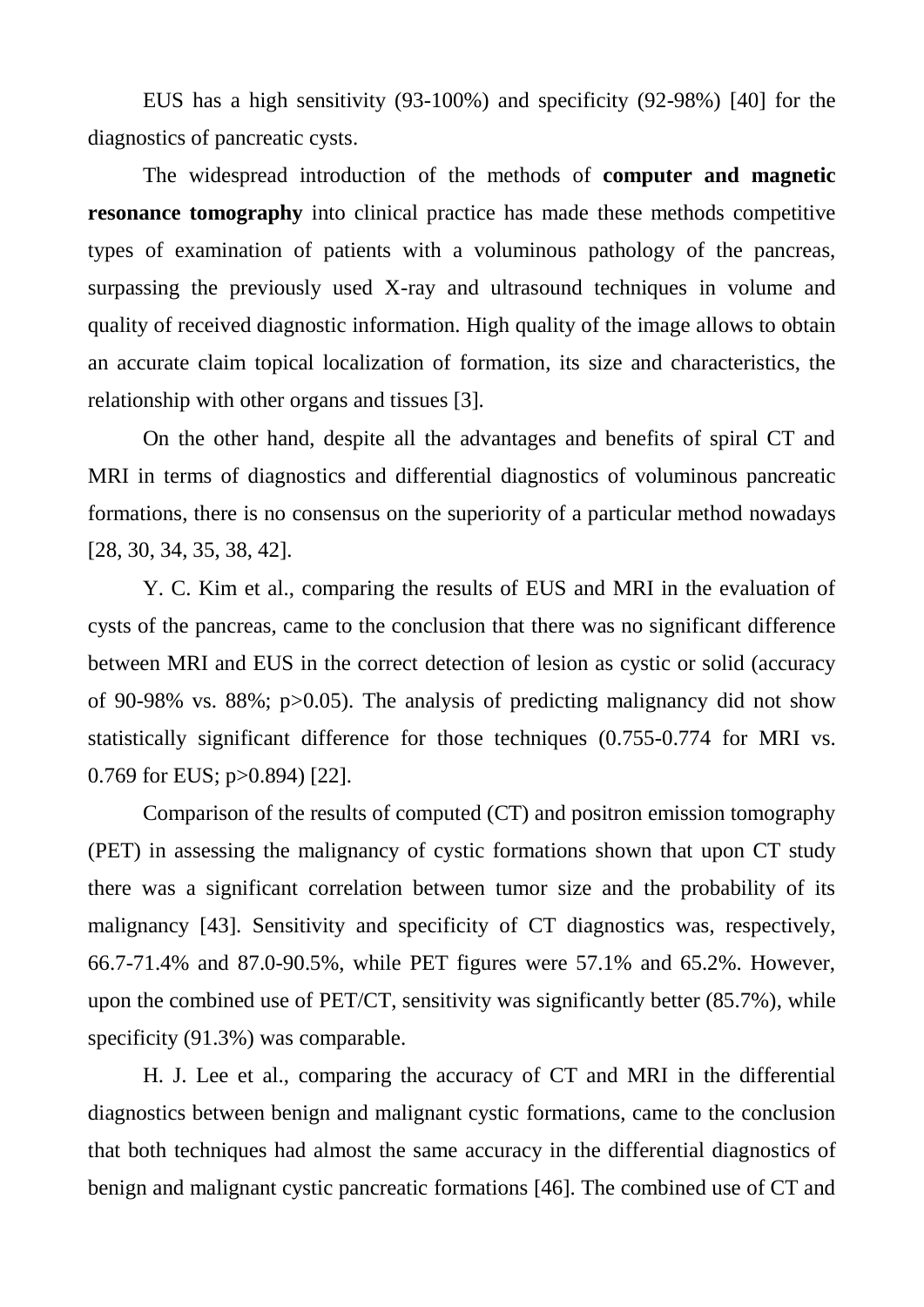EUS has a high sensitivity (93-100%) and specificity (92-98%) [40] for the diagnostics of pancreatic cysts.

The widespread introduction of the methods of **computer and magnetic resonance tomography** into clinical practice has made these methods competitive types of examination of patients with a voluminous pathology of the pancreas, surpassing the previously used X-ray and ultrasound techniques in volume and quality of received diagnostic information. High quality of the image allows to obtain an accurate claim topical localization of formation, its size and characteristics, the relationship with other organs and tissues [3].

On the other hand, despite all the advantages and benefits of spiral CT and MRI in terms of diagnostics and differential diagnostics of voluminous pancreatic formations, there is no consensus on the superiority of a particular method nowadays [28, 30, 34, 35, 38, 42].

Y. C. Kim et al., comparing the results of EUS and MRI in the evaluation of cysts of the pancreas, came to the conclusion that there was no significant difference between MRI and EUS in the correct detection of lesion as cystic or solid (accuracy of 90-98% vs. 88%; $p>0.05$). The analysis of predicting malignancy did not show statistically significant difference for those techniques (0.755-0.774 for MRI vs. 0.769 for EUS; $p>0.894$) [22].

Comparison of the results of computed (CT) and positron emission tomography (PET) in assessing the malignancy of cystic formations shown that upon CT study there was a significant correlation between tumor size and the probability of its malignancy [43]. Sensitivity and specificity of CT diagnostics was, respectively, 66.7-71.4% and 87.0-90.5%, while PET figures were 57.1% and 65.2%. However, upon the combined use of PET/CT, sensitivity was significantly better (85.7%), while specificity (91.3%) was comparable.

H. J. Lee et al., comparing the accuracy of CT and MRI in the differential diagnostics between benign and malignant cystic formations, came to the conclusion that both techniques had almost the same accuracy in the differential diagnostics of benign and malignant cystic pancreatic formations [46]. The combined use of CT and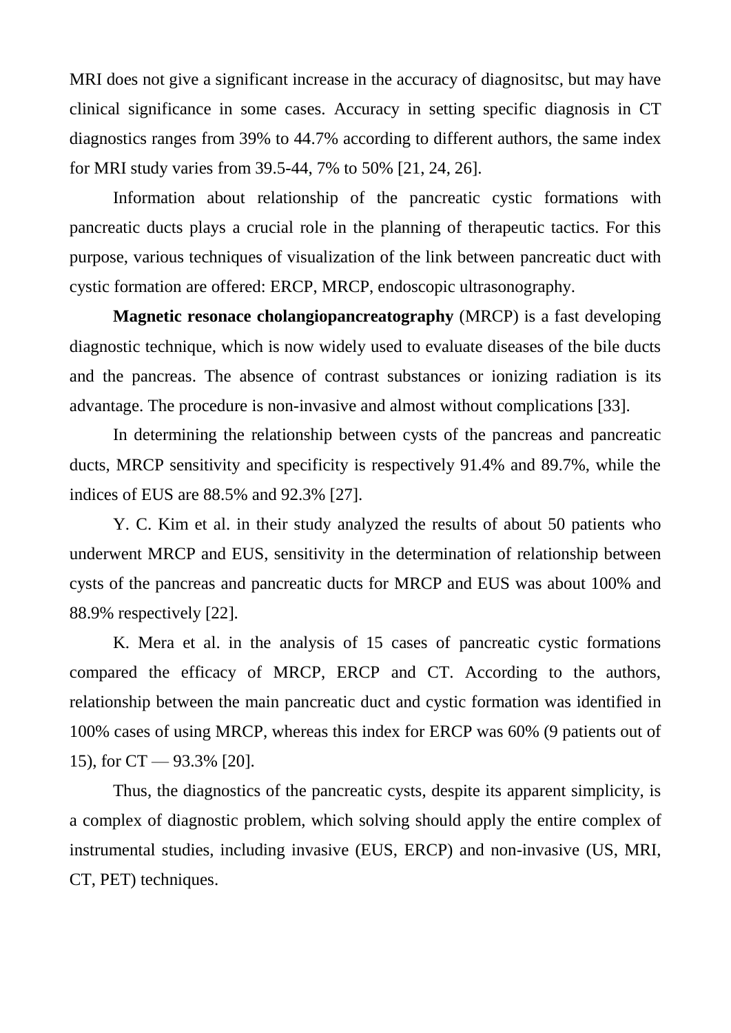MRI does not give a significant increase in the accuracy of diagnositsc, but may have clinical significance in some cases. Accuracy in setting specific diagnosis in CT diagnostics ranges from 39% to 44.7% according to different authors, the same index for MRI study varies from 39.5-44, 7% to 50% [21, 24, 26].

Information about relationship of the pancreatic cystic formations with pancreatic ducts plays a crucial role in the planning of therapeutic tactics. For this purpose, various techniques of visualization of the link between pancreatic duct with cystic formation are offered: ERCP, MRCP, endoscopic ultrasonography.

**Magnetic resonace cholangiopancreatography** (MRCP) is a fast developing diagnostic technique, which is now widely used to evaluate diseases of the bile ducts and the pancreas. The absence of contrast substances or ionizing radiation is its advantage. The procedure is non-invasive and almost without complications [33].

In determining the relationship between cysts of the pancreas and pancreatic ducts, MRCP sensitivity and specificity is respectively 91.4% and 89.7%, while the indices of EUS are 88.5% and 92.3% [27].

Y. C. Kim et al. in their study analyzed the results of about 50 patients who underwent MRCP and EUS, sensitivity in the determination of relationship between cysts of the pancreas and pancreatic ducts for MRCP and EUS was about 100% and 88.9% respectively [22].

K. Mera et al. in the analysis of 15 cases of pancreatic cystic formations compared the efficacy of MRCP, ERCP and CT. According to the authors, relationship between the main pancreatic duct and cystic formation was identified in 100% cases of using MRCP, whereas this index for ERCP was 60% (9 patients out of 15), for CT — 93.3% [20].

Thus, the diagnostics of the pancreatic cysts, despite its apparent simplicity, is a complex of diagnostic problem, which solving should apply the entire complex of instrumental studies, including invasive (EUS, ERCP) and non-invasive (US, MRI, CT, PET) techniques.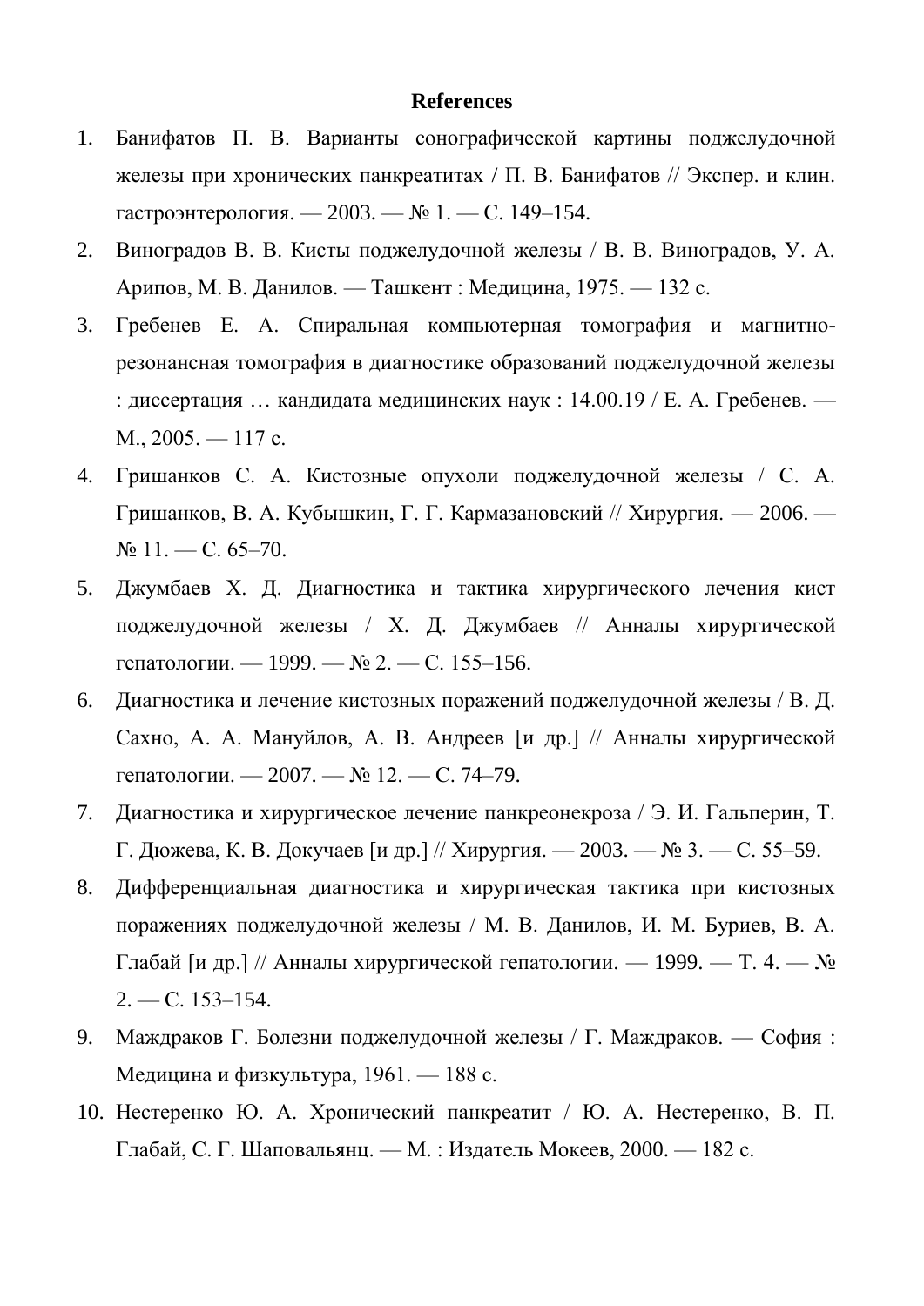**References**

1. Банифатов П. В. Варианты сонографической картины поджелудочной железы при хронических панкреатитах / П. В. Банифатов // Экспер. и клин. гастроэнтерология. — 2003. — № 1. — С. 149–154.
2. Виноградов В. В. Кисты поджелудочной железы / В. В. Виноградов, У. А. Арипов, М. В. Данилов. — Ташкент : Медицина, 1975. — 132 с.
3. Гребенев Е. А. Спиральная компьютерная томография и магнитно-резонансная томография в диагностике образований поджелудочной железы : диссертация … кандидата медицинских наук : 14.00.19 / Е. А. Гребенев. — М., 2005. — 117 с.
4. Гришанков С. А. Кистозные опухоли поджелудочной железы / С. А. Гришанков, В. А. Кубышкин, Г. Г. Кармазановский // Хирургия. — 2006. — № 11. — С. 65–70.
5. Джумбаев Х. Д. Диагностика и тактика хирургического лечения кист поджелудочной железы / Х. Д. Джумбаев // Анналы хирургической гепатологии. — 1999. — № 2. — С. 155–156.
6. Диагностика и лечение кистозных поражений поджелудочной железы / В. Д. Сахно, А. А. Мануйлов, А. В. Андреев [и др.] // Анналы хирургической гепатологии. — 2007. — № 12. — С. 74–79.
7. Диагностика и хирургическое лечение панкреонекроза / Э. И. Гальперин, Т. Г. Дюжева, К. В. Докучаев [и др.] // Хирургия. — 2003. — № 3. — С. 55–59.
8. Дифференциальная диагностика и хирургическая тактика при кистозных поражениях поджелудочной железы / М. В. Данилов, И. М. Буриев, В. А. Глабай [и др.] // Анналы хирургической гепатологии. — 1999. — Т. 4. — № 2. — С. 153–154.
9. Маждраков Г. Болезни поджелудочной железы / Г. Маждраков. — София : Медицина и физкультура, 1961. — 188 с.
10. Нестеренко Ю. А. Хронический панкреатит / Ю. А. Нестеренко, В. П. Глабай, С. Г. Шаповальянц. — М. : Издатель Мокеев, 2000. — 182 с.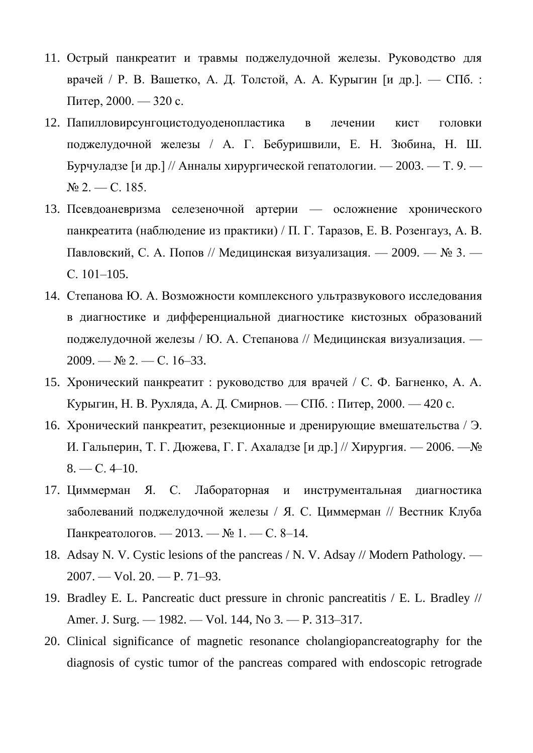11. Острый панкреатит и травмы поджелудочной железы. Руководство для врачей / Р. В. Вашетко, А. Д. Толстой, А. А. Курыгин [и др.]. — СПб. : Питер, 2000. — 320 с.
12. Папилловирсунгоцистодуоденопластика в лечении кист головки поджелудочной железы / А. Г. Бебуришвили, Е. Н. Зюбина, Н. Ш. Бурчуладзе [и др.] // Анналы хирургической гепатологии. — 2003. — Т. 9. — № 2. — С. 185.
13. Псевдоаневризма селезеночной артерии — осложнение хронического панкреатита (наблюдение из практики) / П. Г. Таразов, Е. В. Розенгауз, А. В. Павловский, С. А. Попов // Медицинская визуализация. — 2009. — № 3. — С. 101–105.
14. Степанова Ю. А. Возможности комплексного ультразвукового исследования в диагностике и дифференциальной диагностике кистозных образований поджелудочной железы / Ю. А. Степанова // Медицинская визуализация. — 2009. — № 2. — С. 16–33.
15. Хронический панкреатит : руководство для врачей / С. Ф. Багненко, А. А. Курыгин, Н. В. Рухляда, А. Д. Смирнов. — СПб. : Питер, 2000. — 420 с.
16. Хронический панкреатит, резекционные и дренирующие вмешательства / Э. И. Гальперин, Т. Г. Дюжева, Г. Г. Ахаладзе [и др.] // Хирургия. — 2006. —№ 8. — С. 4–10.
17. Циммерман Я. С. Лабораторная и инструментальная диагностика заболеваний поджелудочной железы / Я. С. Циммерман // Вестник Клуба Панкреатологов. — 2013. — № 1. — С. 8–14.
18. Adsay N. V. Cystic lesions of the pancreas / N. V. Adsay // Modern Pathology. — 2007. — Vol. 20. — P. 71–93.
19. Bradley E. L. Pancreatic duct pressure in chronic pancreatitis / E. L. Bradley // Amer. J. Surg. — 1982. — Vol. 144, No 3. — P. 313–317.
20. Clinical significance of magnetic resonance cholangiopancreatography for the diagnosis of cystic tumor of the pancreas compared with endoscopic retrograde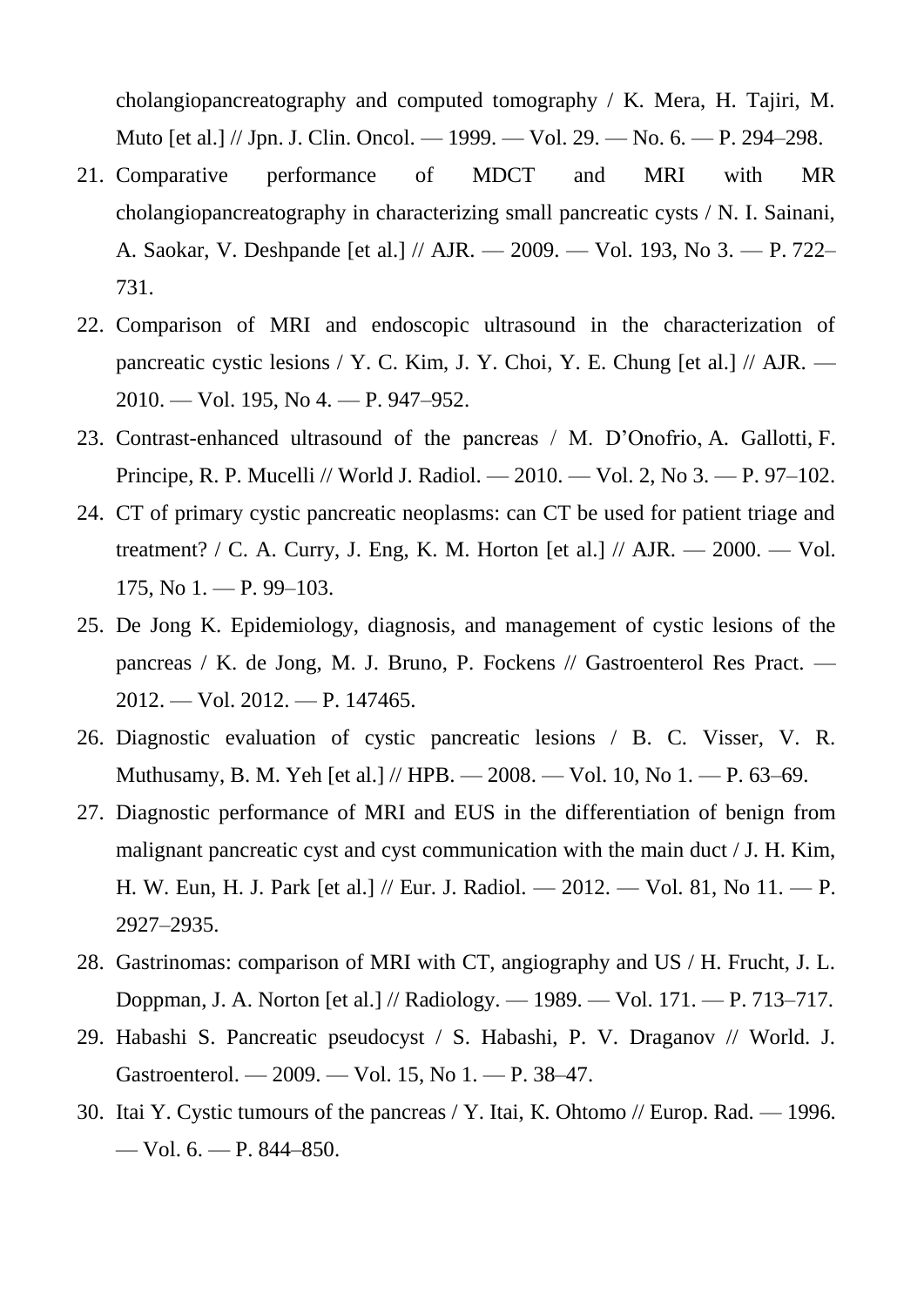cholangiopancreatography and computed tomography / K. Mera, H. Tajiri, M. Muto [et al.] // Jpn. J. Clin. Oncol. — 1999. — Vol. 29. — No. 6. — P. 294–298.

21. Comparative performance of MDCT and MRI with MR cholangiopancreatography in characterizing small pancreatic cysts / N. I. Sainani, A. Saokar, V. Deshpande [et al.] // AJR. — 2009. — Vol. 193, No 3. — P. 722–731.
22. Comparison of MRI and endoscopic ultrasound in the characterization of pancreatic cystic lesions / Y. C. Kim, J. Y. Choi, Y. E. Chung [et al.] // AJR. — 2010. — Vol. 195, No 4. — P. 947–952.
23. Contrast-enhanced ultrasound of the pancreas / M. D'Onofrio, A. Gallotti, F. Principe, R. P. Mucelli // World J. Radiol. — 2010. — Vol. 2, No 3. — P. 97–102.
24. CT of primary cystic pancreatic neoplasms: can CT be used for patient triage and treatment? / C. A. Curry, J. Eng, K. M. Horton [et al.] // AJR. — 2000. — Vol. 175, No 1. — P. 99–103.
25. De Jong K. Epidemiology, diagnosis, and management of cystic lesions of the pancreas / K. de Jong, M. J. Bruno, P. Fockens // Gastroenterol Res Pract. — 2012. — Vol. 2012. — P. 147465.
26. Diagnostic evaluation of cystic pancreatic lesions / B. C. Visser, V. R. Muthusamy, B. M. Yeh [et al.] // HPB. — 2008. — Vol. 10, No 1. — P. 63–69.
27. Diagnostic performance of MRI and EUS in the differentiation of benign from malignant pancreatic cyst and cyst communication with the main duct / J. H. Kim, H. W. Eun, H. J. Park [et al.] // Eur. J. Radiol. — 2012. — Vol. 81, No 11. — P. 2927–2935.
28. Gastrinomas: comparison of MRI with CT, angiography and US / H. Frucht, J. L. Doppman, J. A. Norton [et al.] // Radiology. — 1989. — Vol. 171. — P. 713–717.
29. Habashi S. Pancreatic pseudocyst / S. Habashi, P. V. Draganov // World. J. Gastroenterol. — 2009. — Vol. 15, No 1. — P. 38–47.
30. Itai Y. Cystic tumours of the pancreas / Y. Itai, K. Ohtomo // Europ. Rad. — 1996. — Vol. 6. — P. 844–850.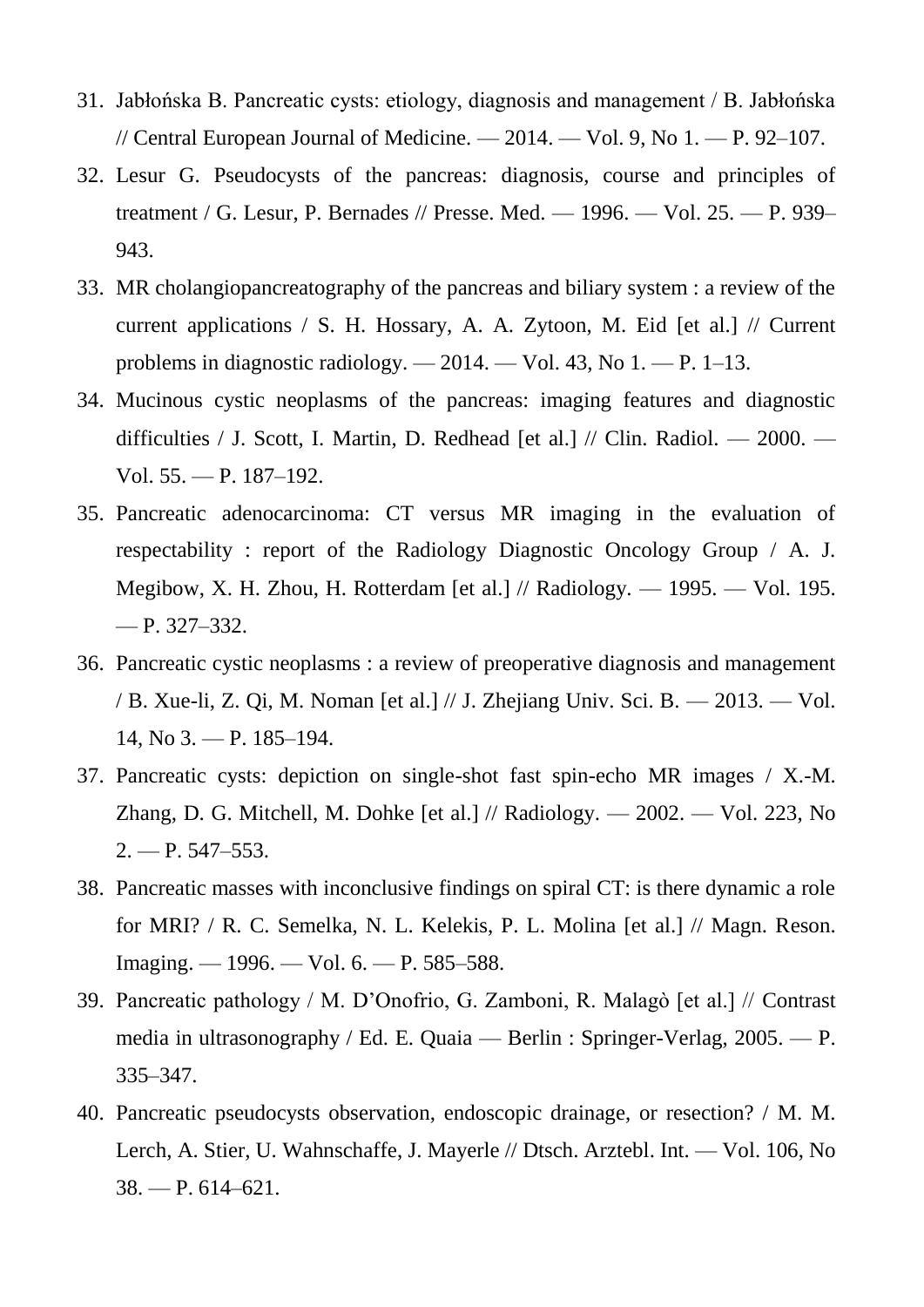31. Jabłońska B. Pancreatic cysts: etiology, diagnosis and management / B. Jabłońska // Central European Journal of Medicine. — 2014. — Vol. 9, No 1. — P. 92–107.
32. Lesur G. Pseudocysts of the pancreas: diagnosis, course and principles of treatment / G. Lesur, P. Bernades // Presse. Med. — 1996. — Vol. 25. — P. 939–943.
33. MR cholangiopancreatography of the pancreas and biliary system : a review of the current applications / S. H. Hossary, A. A. Zytoon, M. Eid [et al.] // Current problems in diagnostic radiology. — 2014. — Vol. 43, No 1. — P. 1–13.
34. Mucinous cystic neoplasms of the pancreas: imaging features and diagnostic difficulties / J. Scott, I. Martin, D. Redhead [et al.] // Clin. Radiol. — 2000. — Vol. 55. — P. 187–192.
35. Pancreatic adenocarcinoma: CT versus MR imaging in the evaluation of respectability : report of the Radiology Diagnostic Oncology Group / A. J. Megibow, X. H. Zhou, H. Rotterdam [et al.] // Radiology. — 1995. — Vol. 195. — P. 327–332.
36. Pancreatic cystic neoplasms : a review of preoperative diagnosis and management / B. Xue-li, Z. Qi, M. Noman [et al.] // J. Zhejiang Univ. Sci. B. — 2013. — Vol. 14, No 3. — P. 185–194.
37. Pancreatic cysts: depiction on single-shot fast spin-echo MR images / X.-M. Zhang, D. G. Mitchell, M. Dohke [et al.] // Radiology. — 2002. — Vol. 223, No 2. — P. 547–553.
38. Pancreatic masses with inconclusive findings on spiral CT: is there dynamic a role for MRI? / R. C. Semelka, N. L. Kelekis, P. L. Molina [et al.] // Magn. Reson. Imaging. — 1996. — Vol. 6. — P. 585–588.
39. Pancreatic pathology / M. D'Onofrio, G. Zamboni, R. Malagò [et al.] // Contrast media in ultrasonography / Ed. E. Quaia — Berlin : Springer-Verlag, 2005. — P. 335–347.
40. Pancreatic pseudocysts observation, endoscopic drainage, or resection? / M. M. Lerch, A. Stier, U. Wahnschaffe, J. Mayerle // Dtsch. Arztebl. Int. — Vol. 106, No 38. — P. 614–621.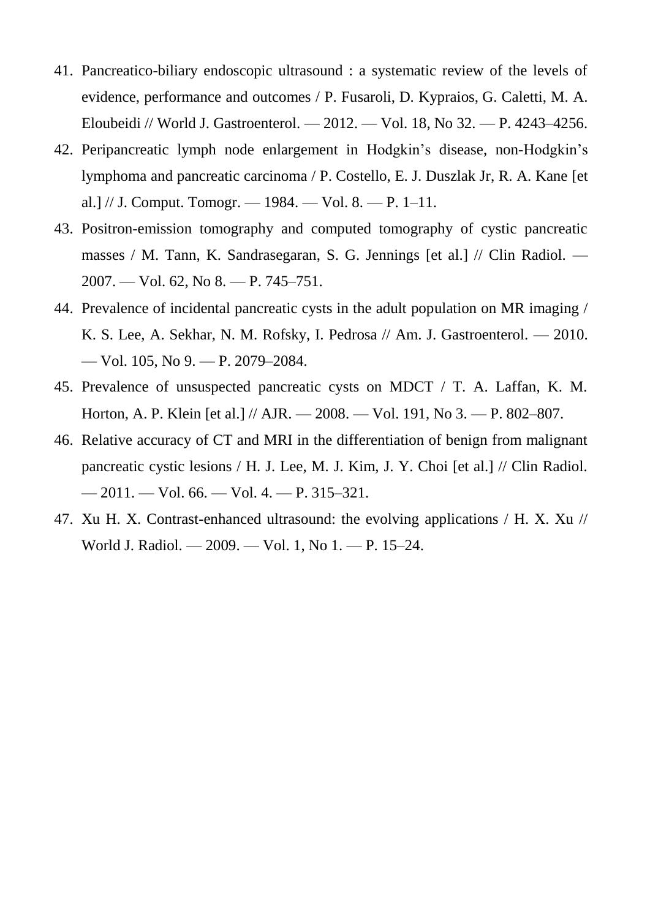41. Pancreatico-biliary endoscopic ultrasound : a systematic review of the levels of evidence, performance and outcomes / P. Fusaroli, D. Kypraios, G. Caletti, M. A. Eloubeidi // World J. Gastroenterol. — 2012. — Vol. 18, No 32. — P. 4243–4256.
42. Peripancreatic lymph node enlargement in Hodgkin's disease, non-Hodgkin's lymphoma and pancreatic carcinoma / P. Costello, E. J. Duszlak Jr, R. A. Kane [et al.] // J. Comput. Tomogr. — 1984. — Vol. 8. — P. 1–11.
43. Positron-emission tomography and computed tomography of cystic pancreatic masses / M. Tann, K. Sandrasegaran, S. G. Jennings [et al.] // Clin Radiol. — 2007. — Vol. 62, No 8. — P. 745–751.
44. Prevalence of incidental pancreatic cysts in the adult population on MR imaging / K. S. Lee, A. Sekhar, N. M. Rofsky, I. Pedrosa // Am. J. Gastroenterol. — 2010. — Vol. 105, No 9. — P. 2079–2084.
45. Prevalence of unsuspected pancreatic cysts on MDCT / T. A. Laffan, K. M. Horton, A. P. Klein [et al.] // AJR. — 2008. — Vol. 191, No 3. — P. 802–807.
46. Relative accuracy of CT and MRI in the differentiation of benign from malignant pancreatic cystic lesions / H. J. Lee, M. J. Kim, J. Y. Choi [et al.] // Clin Radiol. — 2011. — Vol. 66. — Vol. 4. — P. 315–321.
47. Xu H. X. Contrast-enhanced ultrasound: the evolving applications / H. X. Xu // World J. Radiol. — 2009. — Vol. 1, No 1. — P. 15–24.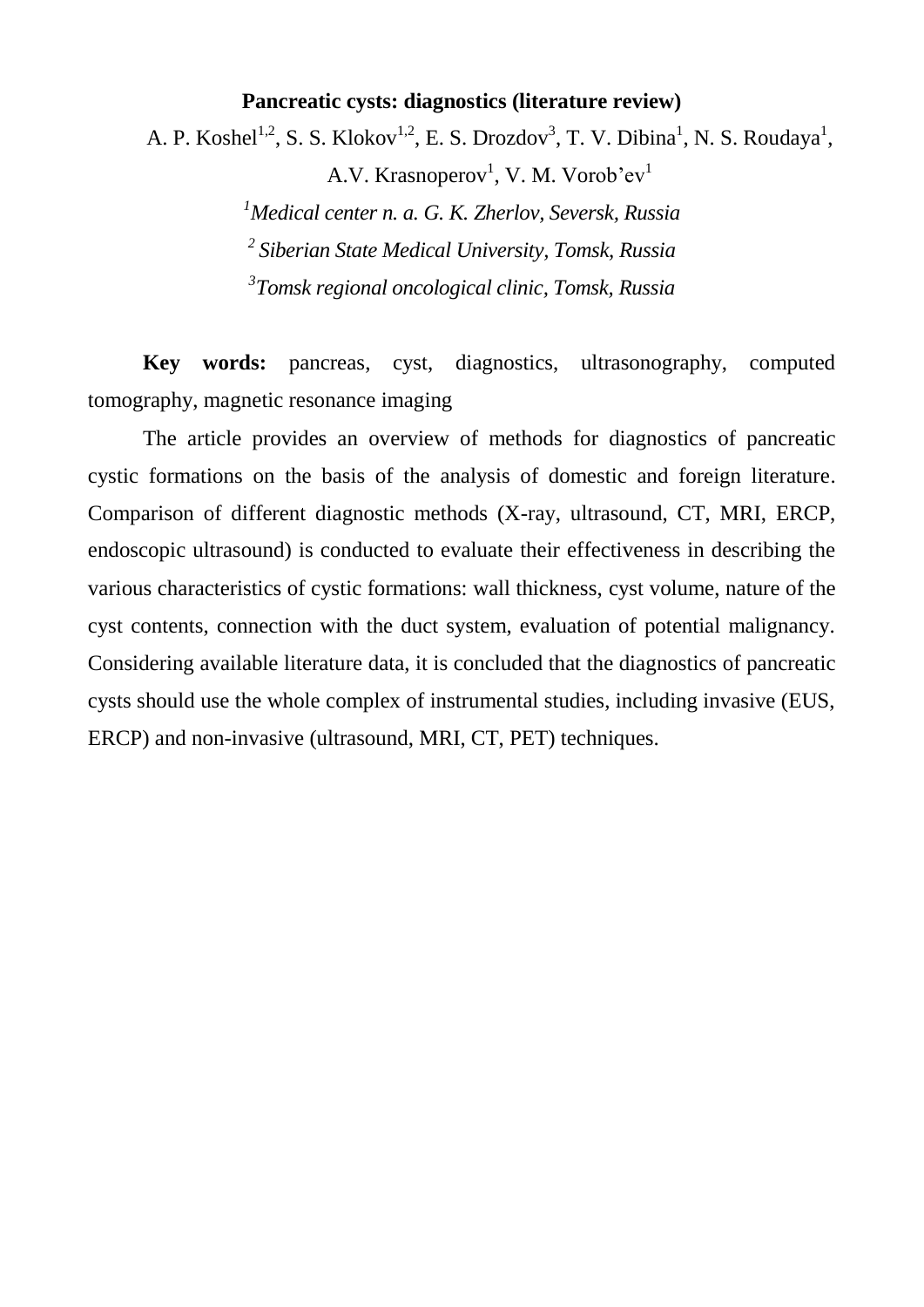**Pancreatic cysts: diagnostics (literature review)**

A. P. Koshel[1,2], S. S. Klokov[1,2], E. S. Drozdov[3], T. V. Dibina[1], N. S. Roudaya[1], A.V. Krasnoperov[1], V. M. Vorob'ev[1]

[1]*Medical center n. a. G. K. Zherlov, Seversk, Russia*

[2] *Siberian State Medical University, Tomsk, Russia*

[3]*Tomsk regional oncological clinic, Tomsk, Russia*

**Key words:** pancreas, cyst, diagnostics, ultrasonography, computed tomography, magnetic resonance imaging

The article provides an overview of methods for diagnostics of pancreatic cystic formations on the basis of the analysis of domestic and foreign literature. Comparison of different diagnostic methods (X-ray, ultrasound, CT, MRI, ERCP, endoscopic ultrasound) is conducted to evaluate their effectiveness in describing the various characteristics of cystic formations: wall thickness, cyst volume, nature of the cyst contents, connection with the duct system, evaluation of potential malignancy. Considering available literature data, it is concluded that the diagnostics of pancreatic cysts should use the whole complex of instrumental studies, including invasive (EUS, ERCP) and non-invasive (ultrasound, MRI, CT, PET) techniques.